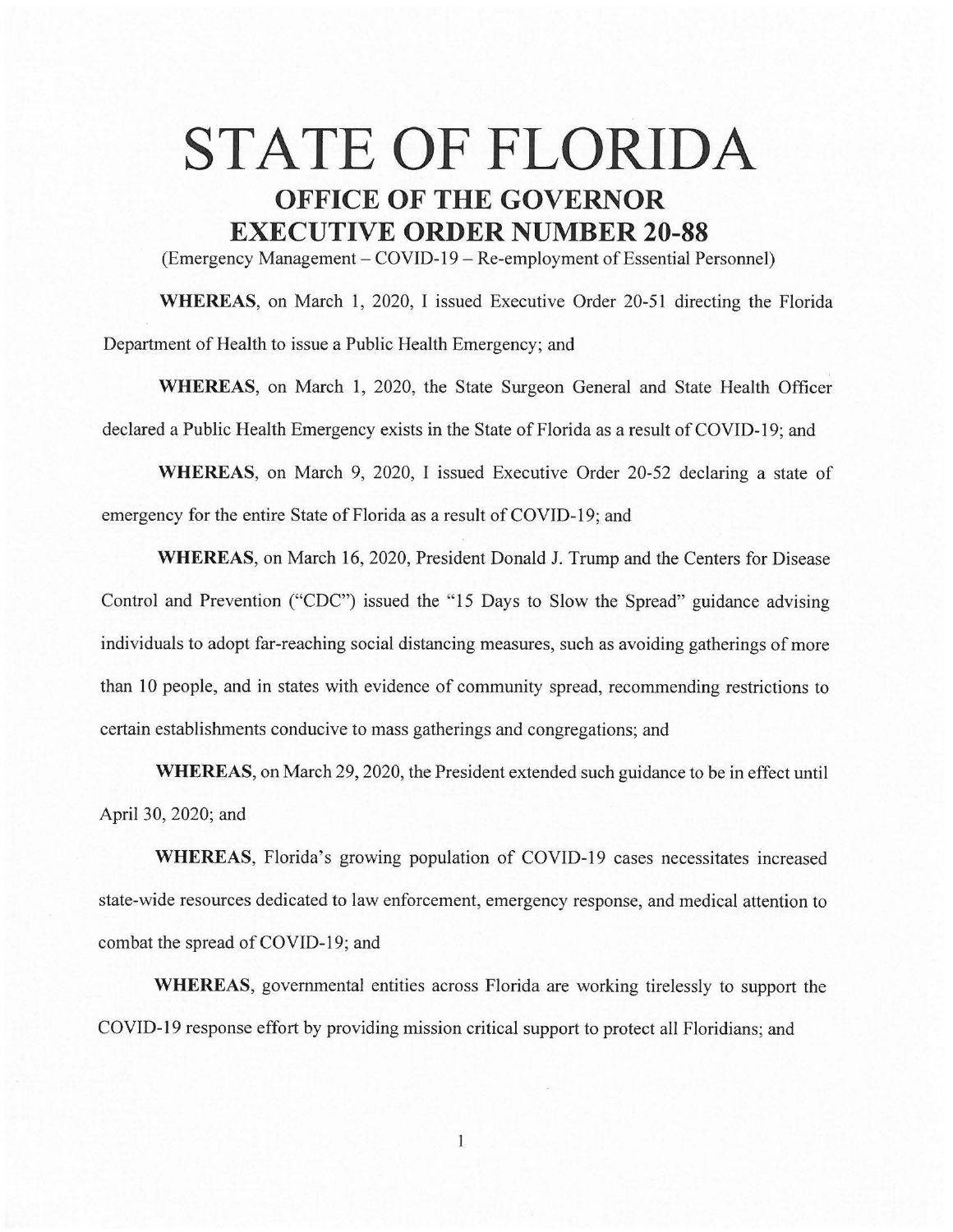# STATE OF FLORIDA

## OFFICE OF THE GOVERNOR

## EXECUTIVE ORDER NUMBER 20-88

(Emergency Management – COVID-19 – Re-employment of Essential Personnel)

**WHEREAS**, on March 1, 2020, I issued Executive Order 20-51 directing the Florida Department of Health to issue a Public Health Emergency; and

**WHEREAS**, on March 1, 2020, the State Surgeon General and State Health Officer declared a Public Health Emergency exists in the State of Florida as a result of COVID-19; and

**WHEREAS**, on March 9, 2020, I issued Executive Order 20-52 declaring a state of emergency for the entire State of Florida as a result of COVID-19; and

**WHEREAS**, on March 16, 2020, President Donald J. Trump and the Centers for Disease Control and Prevention ("CDC") issued the "15 Days to Slow the Spread" guidance advising individuals to adopt far-reaching social distancing measures, such as avoiding gatherings of more than 10 people, and in states with evidence of community spread, recommending restrictions to certain establishments conducive to mass gatherings and congregations; and

**WHEREAS**, on March 29, 2020, the President extended such guidance to be in effect until April 30, 2020; and

**WHEREAS**, Florida's growing population of COVID-19 cases necessitates increased state-wide resources dedicated to law enforcement, emergency response, and medical attention to combat the spread of COVID-19; and

**WHEREAS**, governmental entities across Florida are working tirelessly to support the COVID-19 response effort by providing mission critical support to protect all Floridians; and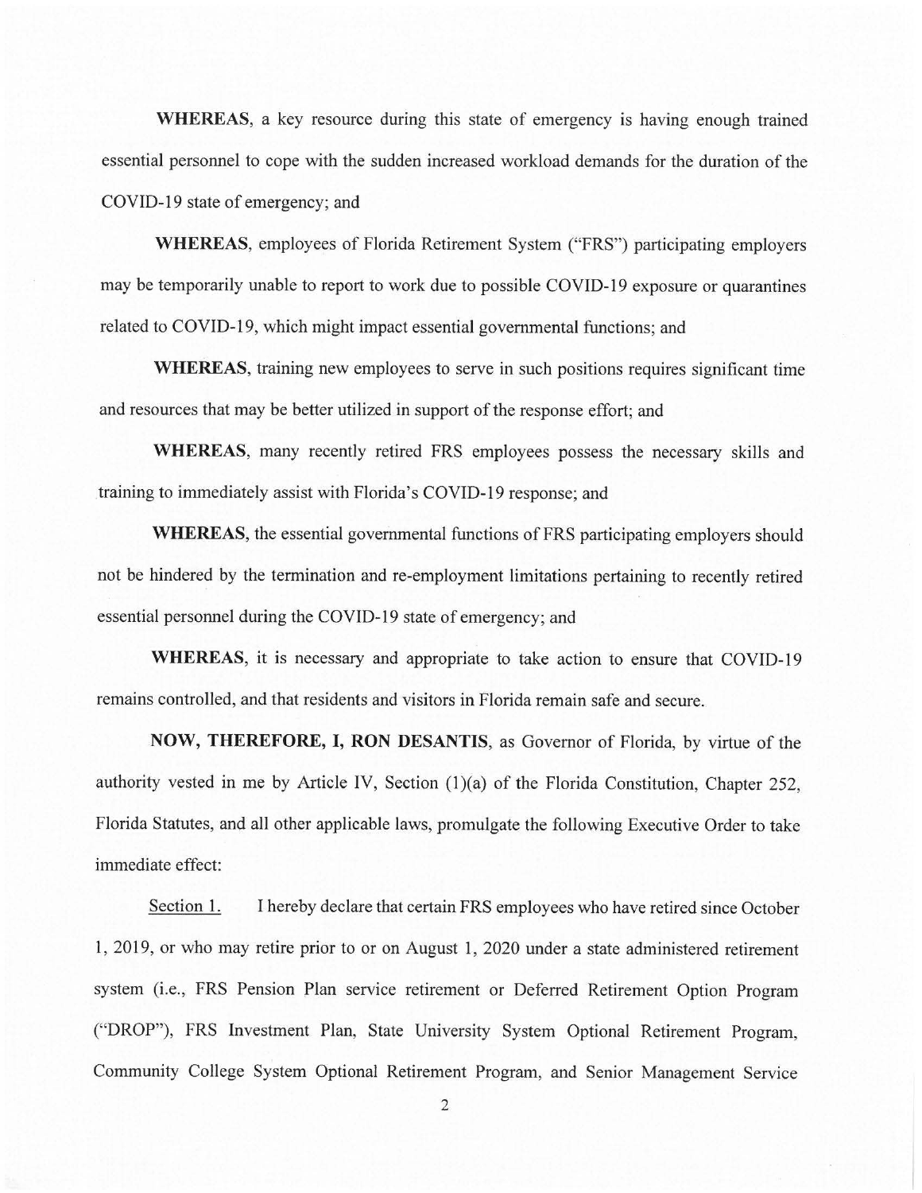**WHEREAS**, a key resource during this state of emergency is having enough trained essential personnel to cope with the sudden increased workload demands for the duration of the COVID-19 state of emergency; and

**WHEREAS**, employees of Florida Retirement System ("FRS") participating employers may be temporarily unable to report to work due to possible COVID-19 exposure or quarantines related to COVID-19, which might impact essential governmental functions; and

**WHEREAS**, training new employees to serve in such positions requires significant time and resources that may be better utilized in support of the response effort; and

**WHEREAS**, many recently retired FRS employees possess the necessary skills and training to immediately assist with Florida's COVID-19 response; and

**WHEREAS**, the essential governmental functions of FRS participating employers should not be hindered by the termination and re-employment limitations pertaining to recently retired essential personnel during the COVID-19 state of emergency; and

**WHEREAS**, it is necessary and appropriate to take action to ensure that COVID-19 remains controlled, and that residents and visitors in Florida remain safe and secure.

**NOW, THEREFORE, I, RON DESANTIS**, as Governor of Florida, by virtue of the authority vested in me by Article IV, Section (1)(a) of the Florida Constitution, Chapter 252, Florida Statutes, and all other applicable laws, promulgate the following Executive Order to take immediate effect:

Section 1. I hereby declare that certain FRS employees who have retired since October 1, 2019, or who may retire prior to or on August 1, 2020 under a state administered retirement system (i.e., FRS Pension Plan service retirement or Deferred Retirement Option Program ("DROP"), FRS Investment Plan, State University System Optional Retirement Program, Community College System Optional Retirement Program, and Senior Management Service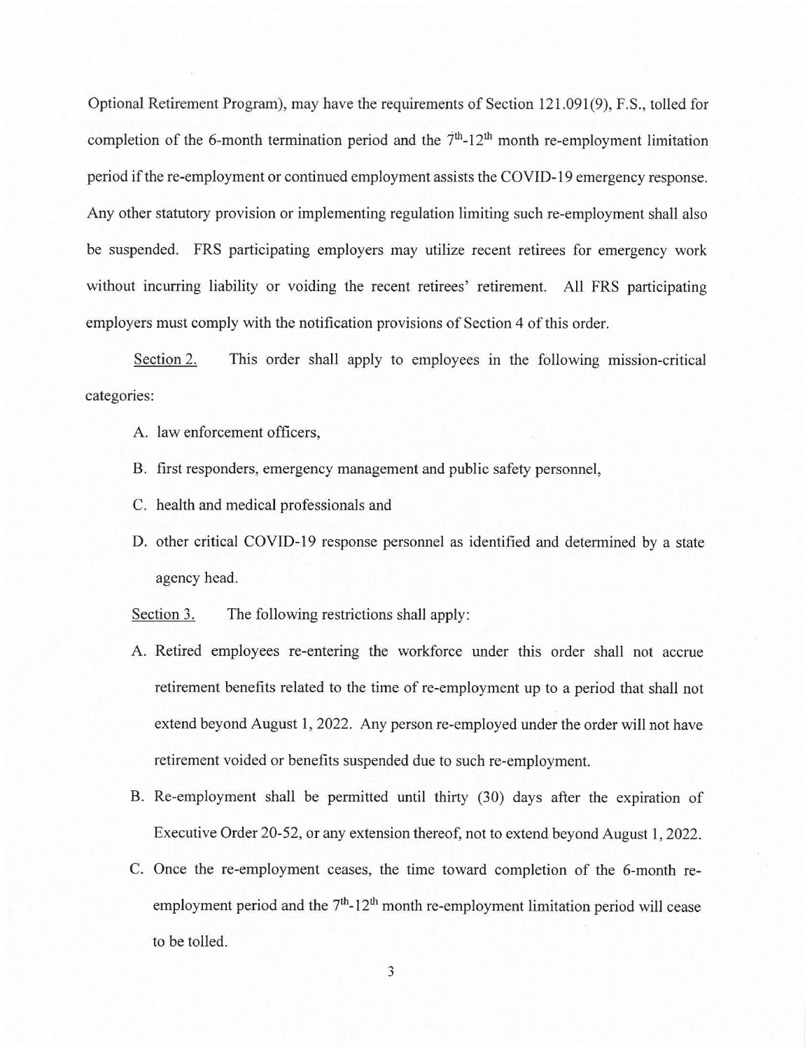Optional Retirement Program), may have the requirements of Section 121.091(9), F.S., tolled for completion of the 6-month termination period and the 7th-12th month re-employment limitation period if the re-employment or continued employment assists the COVID-19 emergency response. Any other statutory provision or implementing regulation limiting such re-employment shall also be suspended. FRS participating employers may utilize recent retirees for emergency work without incurring liability or voiding the recent retirees' retirement. All FRS participating employers must comply with the notification provisions of Section 4 of this order.

Section 2. This order shall apply to employees in the following mission-critical categories:

A. law enforcement officers,

B. first responders, emergency management and public safety personnel,

C. health and medical professionals and

D. other critical COVID-19 response personnel as identified and determined by a state agency head.

Section 3. The following restrictions shall apply:

A. Retired employees re-entering the workforce under this order shall not accrue retirement benefits related to the time of re-employment up to a period that shall not extend beyond August 1, 2022. Any person re-employed under the order will not have retirement voided or benefits suspended due to such re-employment.

B. Re-employment shall be permitted until thirty (30) days after the expiration of Executive Order 20-52, or any extension thereof, not to extend beyond August 1, 2022.

C. Once the re-employment ceases, the time toward completion of the 6-month re-employment period and the 7th-12th month re-employment limitation period will cease to be tolled.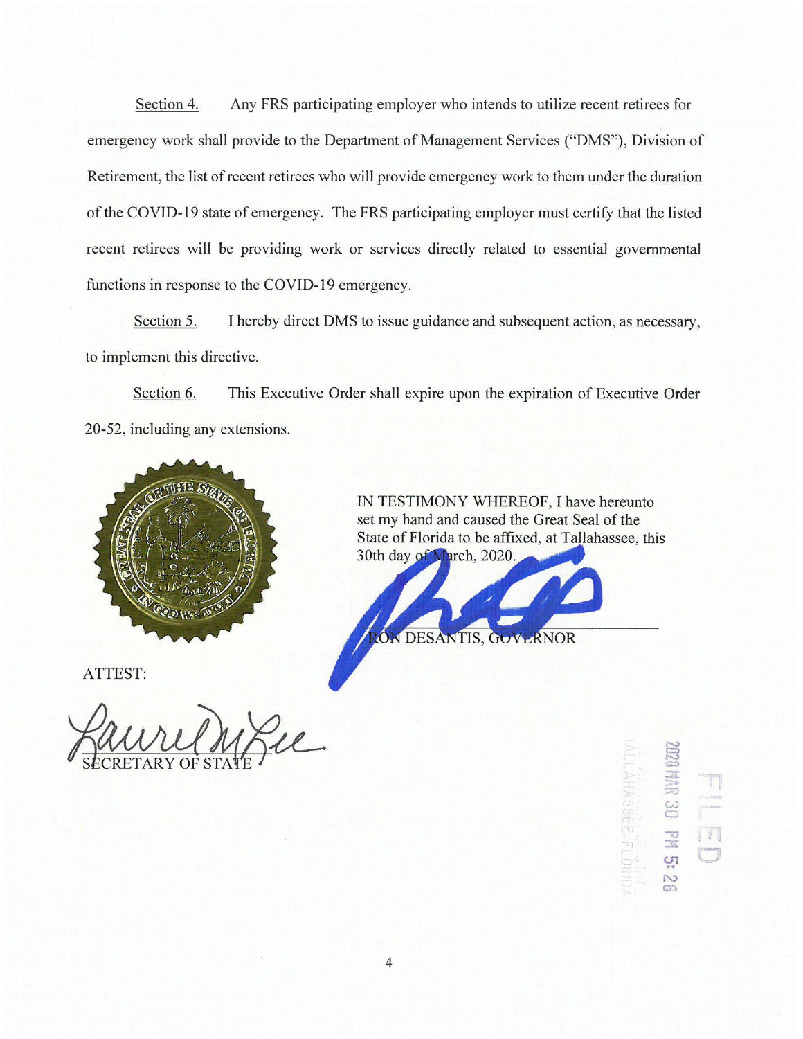Section 4. Any FRS participating employer who intends to utilize recent retirees for emergency work shall provide to the Department of Management Services ("DMS"), Division of Retirement, the list of recent retirees who will provide emergency work to them under the duration of the COVID-19 state of emergency. The FRS participating employer must certify that the listed recent retirees will be providing work or services directly related to essential governmental functions in response to the COVID-19 emergency.

Section 5. I hereby direct DMS to issue guidance and subsequent action, as necessary, to implement this directive.

Section 6. This Executive Order shall expire upon the expiration of Executive Order 20-52, including any extensions.

IN TESTIMONY WHEREOF, I have hereunto set my hand and caused the Great Seal of the State of Florida to be affixed, at Tallahassee, this 30th day of March, 2020.

RON DESANTIS, GOVERNOR

ATTEST:

SECRETARY OF STATE

FILED

2020 MAR 30 PM 5: 26

TALLAHASSEE, FLORIDA